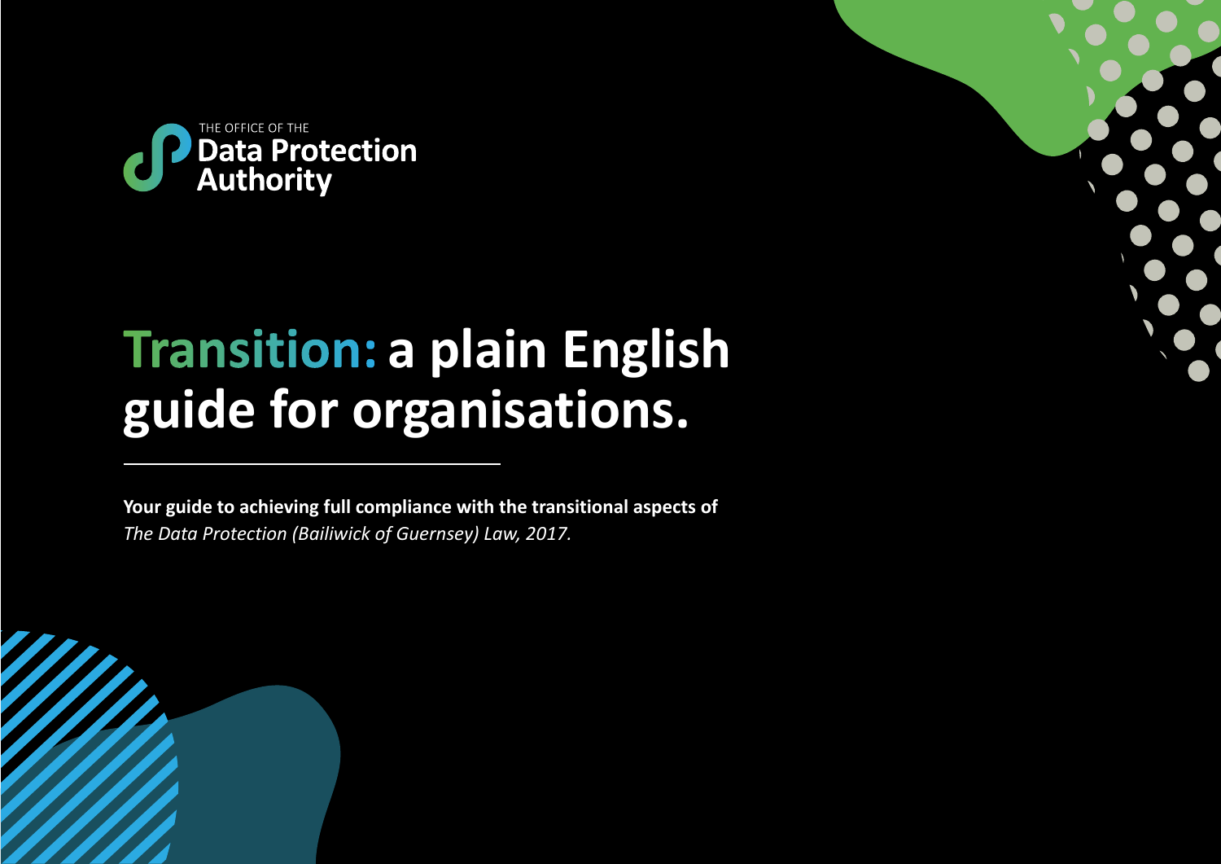THE OFFICE OF THE
**Data Protection Authority**

# Transition: a plain English guide for organisations.

---

**Your guide to achieving full compliance with the transitional aspects of** *The Data Protection (Bailiwick of Guernsey) Law, 2017.*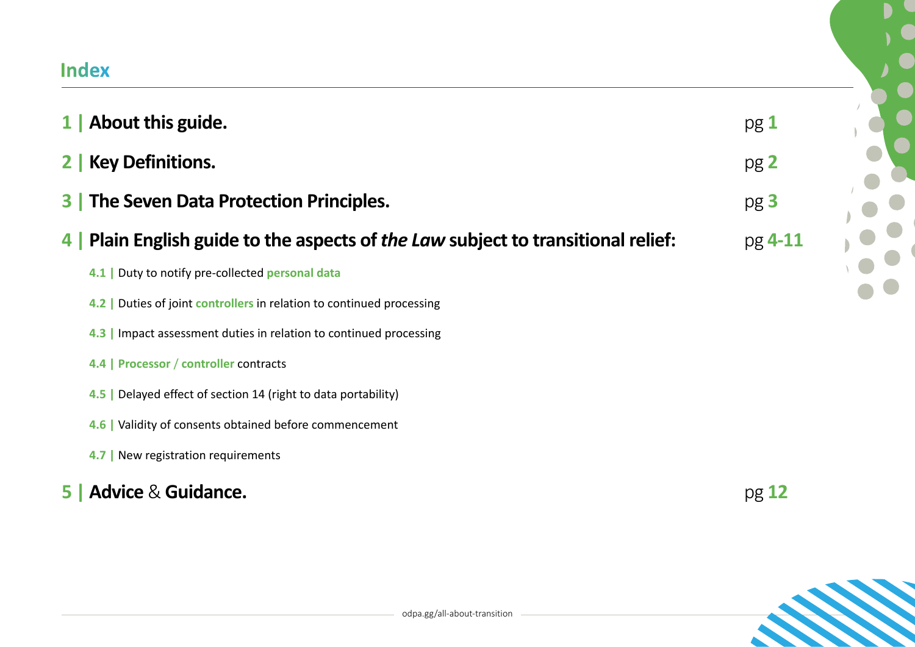# Index

| | |
|---|---|
| **1 \| About this guide.** | pg **1** |
| **2 \| Key Definitions.** | pg **2** |
| **3 \| The Seven Data Protection Principles.** | pg **3** |
| **4 \| Plain English guide to the aspects of *the Law* subject to transitional relief:** | pg **4-11** |
| **4.1 \|** Duty to notify pre-collected **personal data** | |
| **4.2 \|** Duties of joint **controllers** in relation to continued processing | |
| **4.3 \|** Impact assessment duties in relation to continued processing | |
| **4.4 \| Processor** / **controller** contracts | |
| **4.5 \|** Delayed effect of section 14 (right to data portability) | |
| **4.6 \|** Validity of consents obtained before commencement | |
| **4.7 \|** New registration requirements | |
| **5 \| Advice & Guidance.** | pg **12** |

odpa.gg/all-about-transition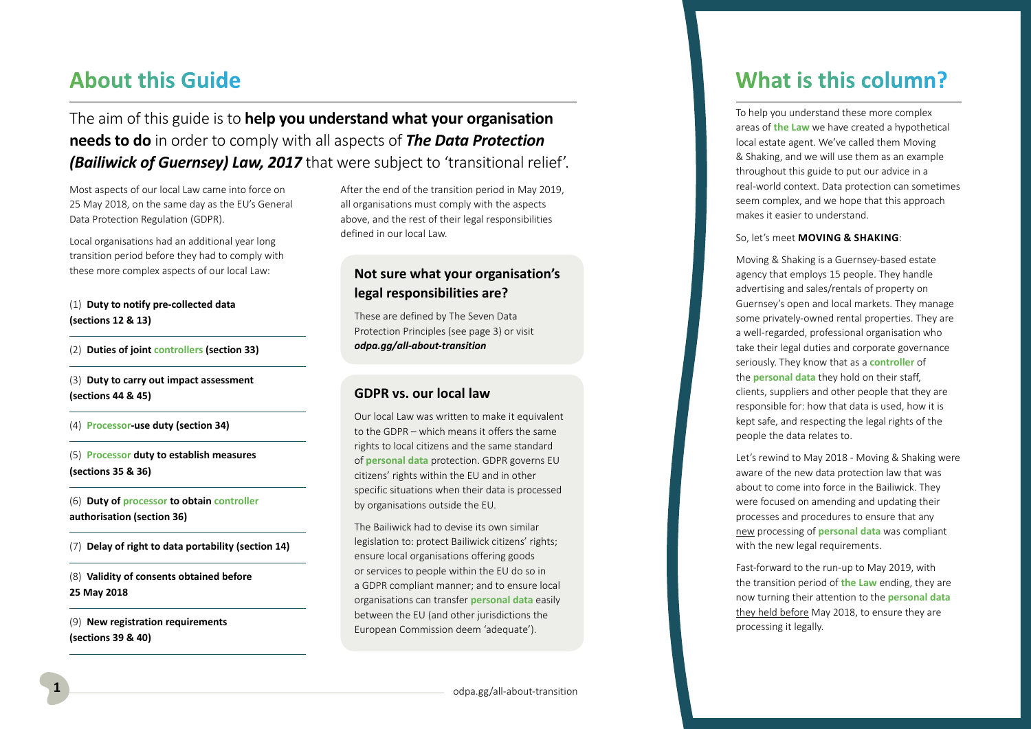## About this Guide

The aim of this guide is to **help you understand what your organisation needs to do** in order to comply with all aspects of ***The Data Protection (Bailiwick of Guernsey) Law, 2017*** that were subject to 'transitional relief'.

Most aspects of our local Law came into force on 25 May 2018, on the same day as the EU's General Data Protection Regulation (GDPR).

Local organisations had an additional year long transition period before they had to comply with these more complex aspects of our local Law:

(1) **Duty to notify pre-collected data (sections 12 & 13)**

(2) **Duties of joint controllers (section 33)**

(3) **Duty to carry out impact assessment (sections 44 & 45)**

(4) **Processor-use duty (section 34)**

(5) **Processor duty to establish measures (sections 35 & 36)**

(6) **Duty of processor to obtain controller authorisation (section 36)**

(7) **Delay of right to data portability (section 14)**

(8) **Validity of consents obtained before 25 May 2018**

(9) **New registration requirements (sections 39 & 40)**

After the end of the transition period in May 2019, all organisations must comply with the aspects above, and the rest of their legal responsibilities defined in our local Law.

### Not sure what your organisation's legal responsibilities are?

These are defined by The Seven Data Protection Principles (see page 3) or visit ***odpa.gg/all-about-transition***

### GDPR vs. our local law

Our local Law was written to make it equivalent to the GDPR – which means it offers the same rights to local citizens and the same standard of **personal data** protection. GDPR governs EU citizens' rights within the EU and in other specific situations when their data is processed by organisations outside the EU.

The Bailiwick had to devise its own similar legislation to: protect Bailiwick citizens' rights; ensure local organisations offering goods or services to people within the EU do so in a GDPR compliant manner; and to ensure local organisations can transfer **personal data** easily between the EU (and other jurisdictions the European Commission deem 'adequate').

## What is this column?

To help you understand these more complex areas of **the Law** we have created a hypothetical local estate agent. We've called them Moving & Shaking, and we will use them as an example throughout this guide to put our advice in a real-world context. Data protection can sometimes seem complex, and we hope that this approach makes it easier to understand.

So, let's meet **MOVING & SHAKING**:

Moving & Shaking is a Guernsey-based estate agency that employs 15 people. They handle advertising and sales/rentals of property on Guernsey's open and local markets. They manage some privately-owned rental properties. They are a well-regarded, professional organisation who take their legal duties and corporate governance seriously. They know that as a **controller** of the **personal data** they hold on their staff, clients, suppliers and other people that they are responsible for: how that data is used, how it is kept safe, and respecting the legal rights of the people the data relates to.

Let's rewind to May 2018 - Moving & Shaking were aware of the new data protection law that was about to come into force in the Bailiwick. They were focused on amending and updating their processes and procedures to ensure that any new processing of **personal data** was compliant with the new legal requirements.

Fast-forward to the run-up to May 2019, with the transition period of **the Law** ending, they are now turning their attention to the **personal data** they held before May 2018, to ensure they are processing it legally.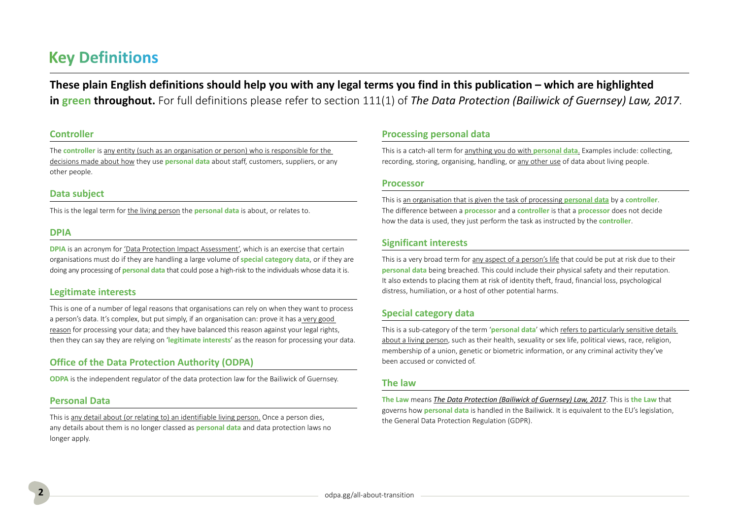# Key Definitions

**These plain English definitions should help you with any legal terms you find in this publication – which are highlighted in green throughout.** For full definitions please refer to section 111(1) of *The Data Protection (Bailiwick of Guernsey) Law, 2017*.

## Controller

The **controller** is any entity (such as an organisation or person) who is responsible for the decisions made about how they use **personal data** about staff, customers, suppliers, or any other people.

## Data subject

This is the legal term for the living person the **personal data** is about, or relates to.

## DPIA

**DPIA** is an acronym for 'Data Protection Impact Assessment', which is an exercise that certain organisations must do if they are handling a large volume of **special category data**, or if they are doing any processing of **personal data** that could pose a high-risk to the individuals whose data it is.

## Legitimate interests

This is one of a number of legal reasons that organisations can rely on when they want to process a person's data. It's complex, but put simply, if an organisation can: prove it has a very good reason for processing your data; and they have balanced this reason against your legal rights, then they can say they are relying on '**legitimate interests**' as the reason for processing your data.

## Office of the Data Protection Authority (ODPA)

**ODPA** is the independent regulator of the data protection law for the Bailiwick of Guernsey.

## Personal Data

This is any detail about (or relating to) an identifiable living person. Once a person dies, any details about them is no longer classed as **personal data** and data protection laws no longer apply.

## Processing personal data

This is a catch-all term for anything you do with **personal data**. Examples include: collecting, recording, storing, organising, handling, or any other use of data about living people.

## Processor

This is an organisation that is given the task of processing **personal data** by a **controller**. The difference between a **processor** and a **controller** is that a **processor** does not decide how the data is used, they just perform the task as instructed by the **controller**.

## Significant interests

This is a very broad term for any aspect of a person's life that could be put at risk due to their **personal data** being breached. This could include their physical safety and their reputation. It also extends to placing them at risk of identity theft, fraud, financial loss, psychological distress, humiliation, or a host of other potential harms.

## Special category data

This is a sub-category of the term '**personal data**' which refers to particularly sensitive details about a living person, such as their health, sexuality or sex life, political views, race, religion, membership of a union, genetic or biometric information, or any criminal activity they've been accused or convicted of.

## The law

**The Law** means *The Data Protection (Bailiwick of Guernsey) Law, 2017*. This is **the Law** that governs how **personal data** is handled in the Bailiwick. It is equivalent to the EU's legislation, the General Data Protection Regulation (GDPR).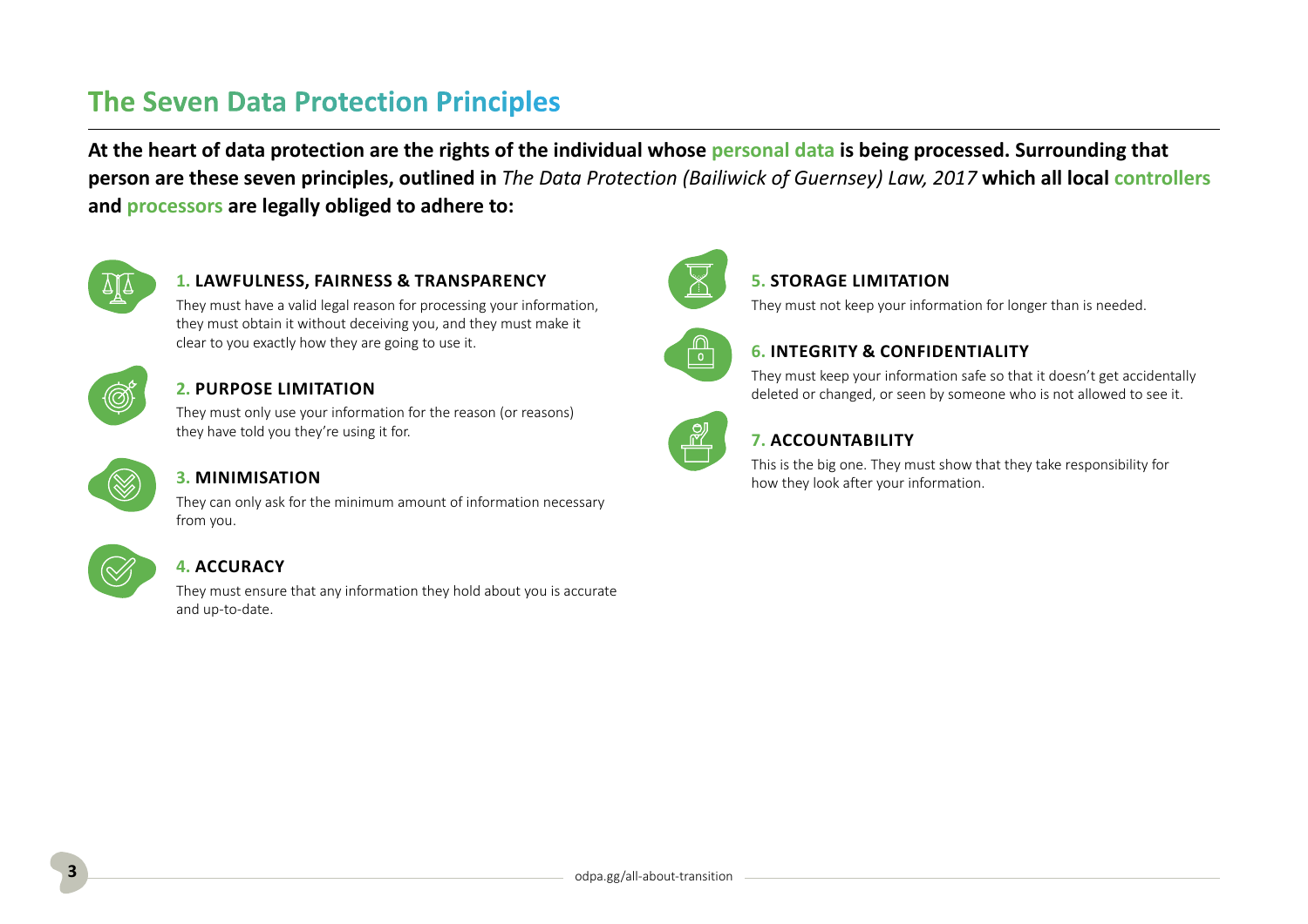# The Seven Data Protection Principles

**At the heart of data protection are the rights of the individual whose personal data is being processed. Surrounding that person are these seven principles, outlined in *The Data Protection (Bailiwick of Guernsey) Law, 2017* which all local controllers and processors are legally obliged to adhere to:**

### 1. LAWFULNESS, FAIRNESS & TRANSPARENCY

They must have a valid legal reason for processing your information, they must obtain it without deceiving you, and they must make it clear to you exactly how they are going to use it.

### 2. PURPOSE LIMITATION

They must only use your information for the reason (or reasons) they have told you they're using it for.

### 3. MINIMISATION

They can only ask for the minimum amount of information necessary from you.

### 4. ACCURACY

They must ensure that any information they hold about you is accurate and up-to-date.

### 5. STORAGE LIMITATION

They must not keep your information for longer than is needed.

### 6. INTEGRITY & CONFIDENTIALITY

They must keep your information safe so that it doesn't get accidentally deleted or changed, or seen by someone who is not allowed to see it.

### 7. ACCOUNTABILITY

This is the big one. They must show that they take responsibility for how they look after your information.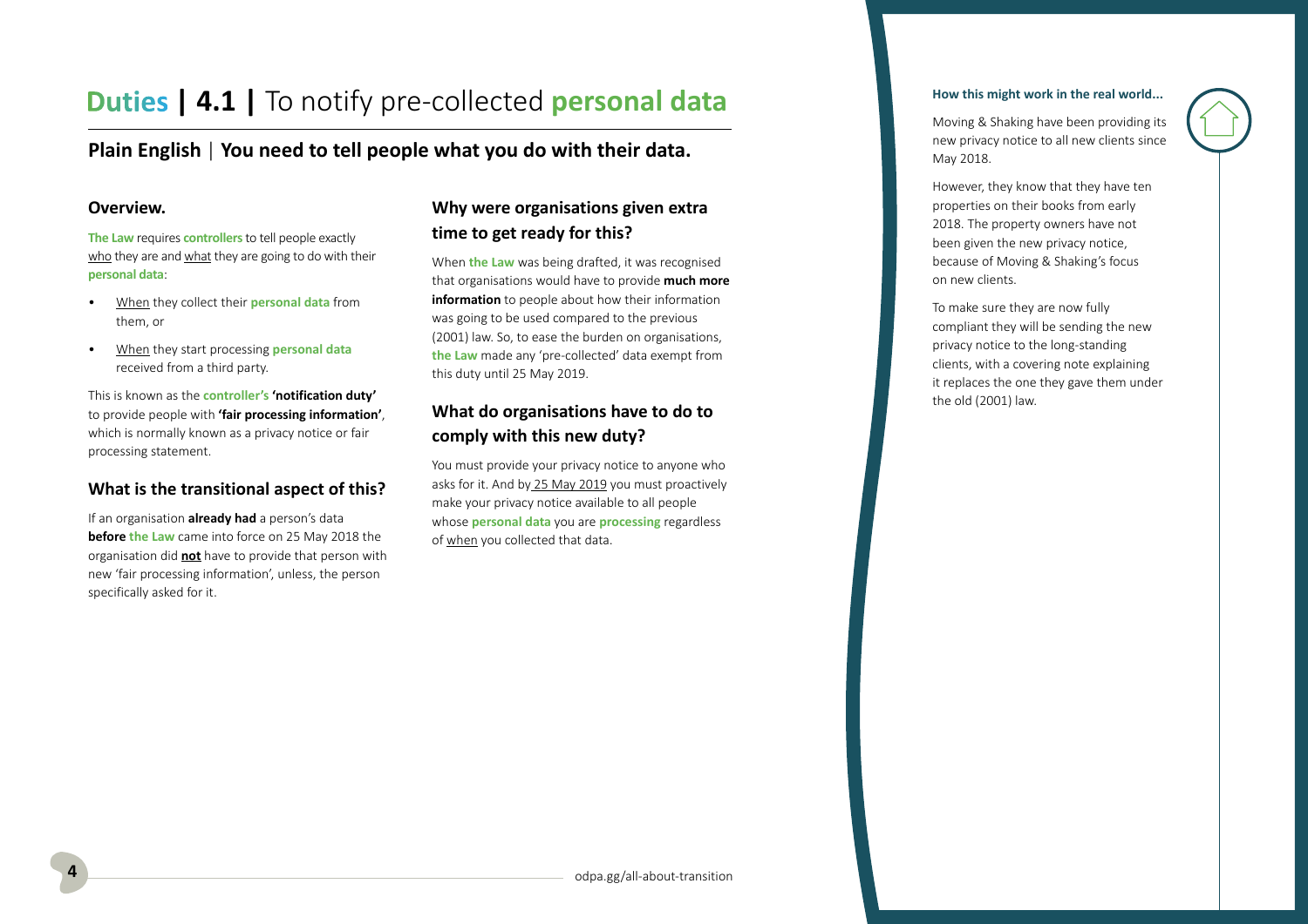# Duties | 4.1 | To notify pre-collected personal data

## Plain English | You need to tell people what you do with their data.

### Overview.

**The Law** requires **controllers** to tell people exactly who they are and what they are going to do with their **personal data**:

- When they collect their **personal data** from them, or
- When they start processing **personal data** received from a third party.

This is known as the **controller's 'notification duty'** to provide people with **'fair processing information'**, which is normally known as a privacy notice or fair processing statement.

### What is the transitional aspect of this?

If an organisation **already had** a person's data **before the Law** came into force on 25 May 2018 the organisation did **not** have to provide that person with new 'fair processing information', unless, the person specifically asked for it.

### Why were organisations given extra time to get ready for this?

When **the Law** was being drafted, it was recognised that organisations would have to provide **much more information** to people about how their information was going to be used compared to the previous (2001) law. So, to ease the burden on organisations, **the Law** made any 'pre-collected' data exempt from this duty until 25 May 2019.

### What do organisations have to do to comply with this new duty?

You must provide your privacy notice to anyone who asks for it. And by 25 May 2019 you must proactively make your privacy notice available to all people whose **personal data** you are **processing** regardless of when you collected that data.

#### How this might work in the real world...

Moving & Shaking have been providing its new privacy notice to all new clients since May 2018.

However, they know that they have ten properties on their books from early 2018. The property owners have not been given the new privacy notice, because of Moving & Shaking's focus on new clients.

To make sure they are now fully compliant they will be sending the new privacy notice to the long-standing clients, with a covering note explaining it replaces the one they gave them under the old (2001) law.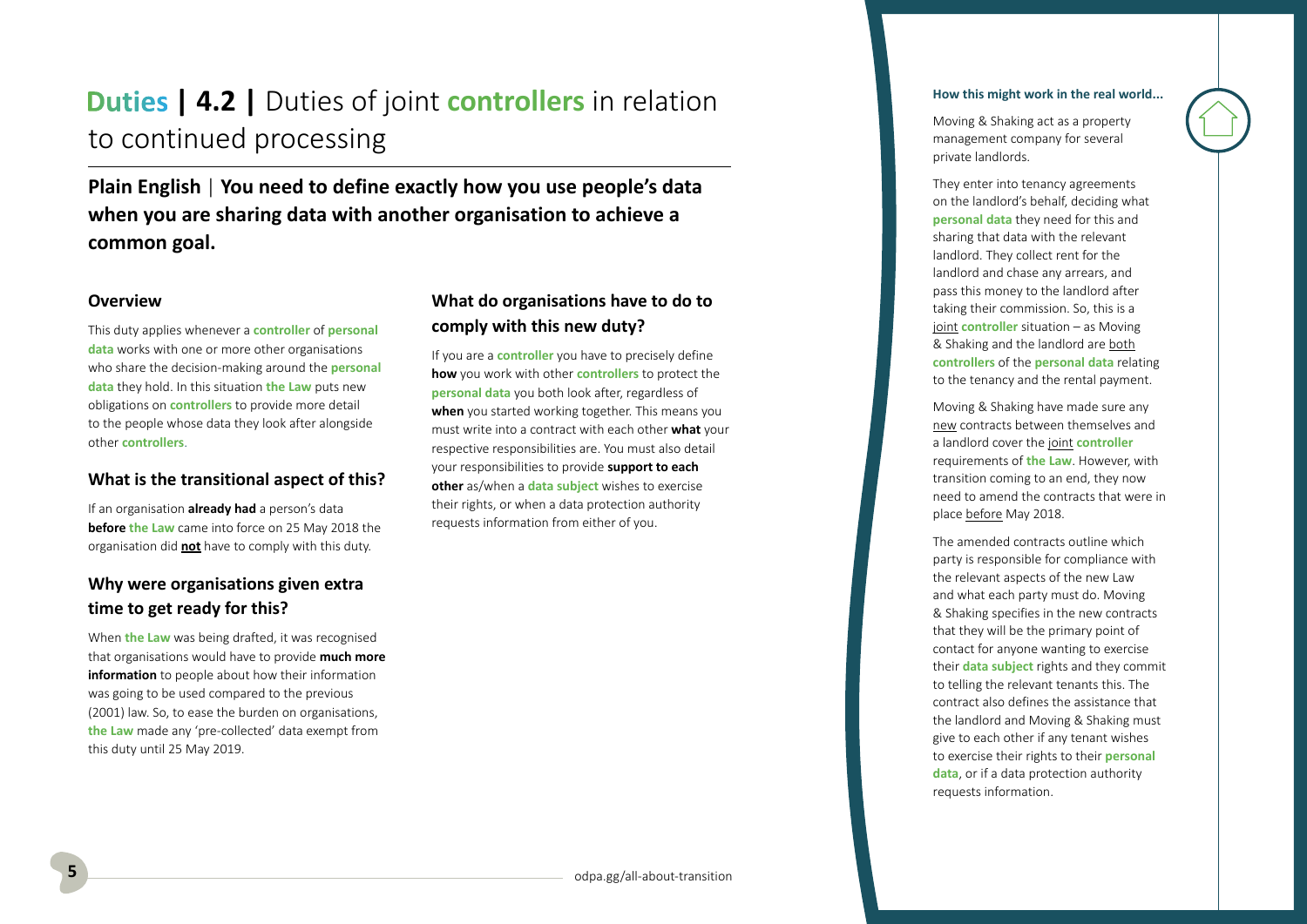# **Duties | 4.2 |** Duties of joint **controllers** in relation to continued processing

**Plain English | You need to define exactly how you use people's data when you are sharing data with another organisation to achieve a common goal.**

### Overview

This duty applies whenever a **controller** of **personal data** works with one or more other organisations who share the decision-making around the **personal data** they hold. In this situation **the Law** puts new obligations on **controllers** to provide more detail to the people whose data they look after alongside other **controllers**.

### What is the transitional aspect of this?

If an organisation **already had** a person's data **before the Law** came into force on 25 May 2018 the organisation did **not** have to comply with this duty.

### Why were organisations given extra time to get ready for this?

When **the Law** was being drafted, it was recognised that organisations would have to provide **much more information** to people about how their information was going to be used compared to the previous (2001) law. So, to ease the burden on organisations, **the Law** made any 'pre-collected' data exempt from this duty until 25 May 2019.

### What do organisations have to do to comply with this new duty?

If you are a **controller** you have to precisely define **how** you work with other **controllers** to protect the **personal data** you both look after, regardless of **when** you started working together. This means you must write into a contract with each other **what** your respective responsibilities are. You must also detail your responsibilities to provide **support to each other** as/when a **data subject** wishes to exercise their rights, or when a data protection authority requests information from either of you.

#### How this might work in the real world...

Moving & Shaking act as a property management company for several private landlords.

They enter into tenancy agreements on the landlord's behalf, deciding what **personal data** they need for this and sharing that data with the relevant landlord. They collect rent for the landlord and chase any arrears, and pass this money to the landlord after taking their commission. So, this is a joint **controller** situation – as Moving & Shaking and the landlord are both **controllers** of the **personal data** relating to the tenancy and the rental payment.

Moving & Shaking have made sure any new contracts between themselves and a landlord cover the joint **controller** requirements of **the Law**. However, with transition coming to an end, they now need to amend the contracts that were in place before May 2018.

The amended contracts outline which party is responsible for compliance with the relevant aspects of the new Law and what each party must do. Moving & Shaking specifies in the new contracts that they will be the primary point of contact for anyone wanting to exercise their **data subject** rights and they commit to telling the relevant tenants this. The contract also defines the assistance that the landlord and Moving & Shaking must give to each other if any tenant wishes to exercise their rights to their **personal data**, or if a data protection authority requests information.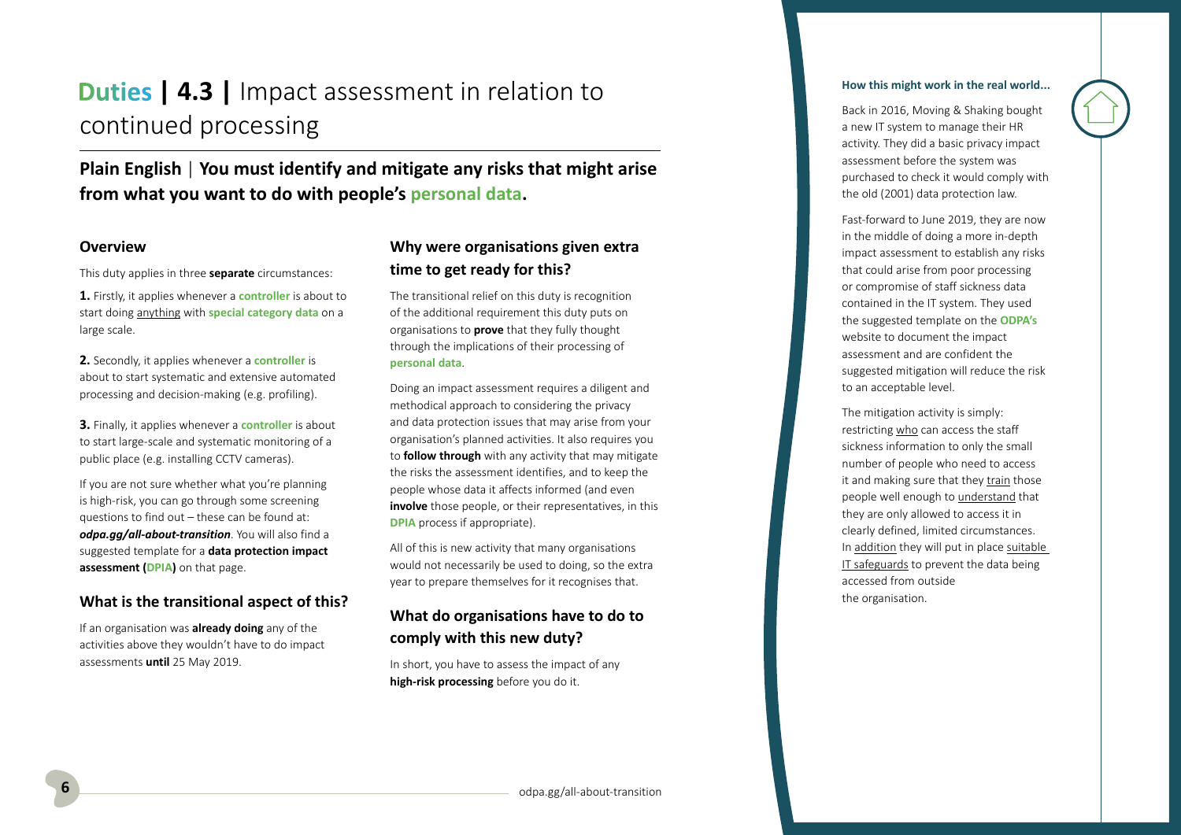# **Duties | 4.3 |** Impact assessment in relation to continued processing

**Plain English | You must identify and mitigate any risks that might arise from what you want to do with people's personal data.**

### Overview

This duty applies in three **separate** circumstances:

**1.** Firstly, it applies whenever a **controller** is about to start doing anything with **special category data** on a large scale.

**2.** Secondly, it applies whenever a **controller** is about to start systematic and extensive automated processing and decision-making (e.g. profiling).

**3.** Finally, it applies whenever a **controller** is about to start large-scale and systematic monitoring of a public place (e.g. installing CCTV cameras).

If you are not sure whether what you're planning is high-risk, you can go through some screening questions to find out – these can be found at: ***odpa.gg/all-about-transition***. You will also find a suggested template for a **data protection impact assessment (DPIA)** on that page.

### What is the transitional aspect of this?

If an organisation was **already doing** any of the activities above they wouldn't have to do impact assessments **until** 25 May 2019.

### Why were organisations given extra time to get ready for this?

The transitional relief on this duty is recognition of the additional requirement this duty puts on organisations to **prove** that they fully thought through the implications of their processing of **personal data**.

Doing an impact assessment requires a diligent and methodical approach to considering the privacy and data protection issues that may arise from your organisation's planned activities. It also requires you to **follow through** with any activity that may mitigate the risks the assessment identifies, and to keep the people whose data it affects informed (and even **involve** those people, or their representatives, in this **DPIA** process if appropriate).

All of this is new activity that many organisations would not necessarily be used to doing, so the extra year to prepare themselves for it recognises that.

### What do organisations have to do to comply with this new duty?

In short, you have to assess the impact of any **high-risk processing** before you do it.

**How this might work in the real world...**

Back in 2016, Moving & Shaking bought a new IT system to manage their HR activity. They did a basic privacy impact assessment before the system was purchased to check it would comply with the old (2001) data protection law.

Fast-forward to June 2019, they are now in the middle of doing a more in-depth impact assessment to establish any risks that could arise from poor processing or compromise of staff sickness data contained in the IT system. They used the suggested template on the **ODPA's** website to document the impact assessment and are confident the suggested mitigation will reduce the risk to an acceptable level.

The mitigation activity is simply: restricting who can access the staff sickness information to only the small number of people who need to access it and making sure that they train those people well enough to understand that they are only allowed to access it in clearly defined, limited circumstances. In addition they will put in place suitable IT safeguards to prevent the data being accessed from outside the organisation.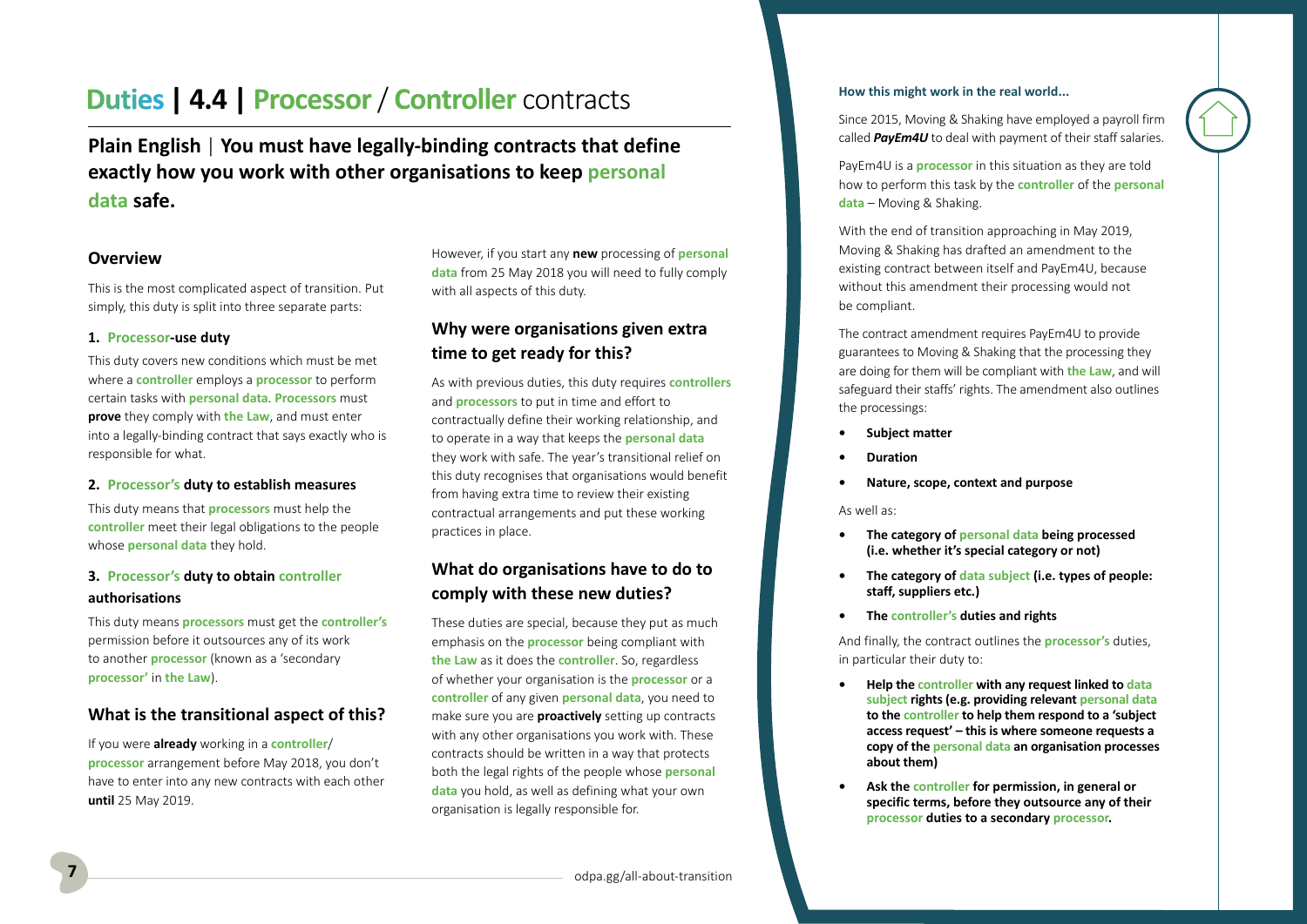# Duties | 4.4 | Processor / Controller contracts

**Plain English | You must have legally-binding contracts that define exactly how you work with other organisations to keep personal data safe.**

## Overview

This is the most complicated aspect of transition. Put simply, this duty is split into three separate parts:

### 1. Processor-use duty

This duty covers new conditions which must be met where a controller employs a processor to perform certain tasks with personal data. Processors must **prove** they comply with the Law, and must enter into a legally-binding contract that says exactly who is responsible for what.

### 2. Processor's duty to establish measures

This duty means that processors must help the controller meet their legal obligations to the people whose personal data they hold.

### 3. Processor's duty to obtain controller authorisations

This duty means processors must get the controller's permission before it outsources any of its work to another processor (known as a 'secondary processor' in the Law).

## What is the transitional aspect of this?

If you were **already** working in a controller/processor arrangement before May 2018, you don't have to enter into any new contracts with each other **until** 25 May 2019.

However, if you start any **new** processing of personal data from 25 May 2018 you will need to fully comply with all aspects of this duty.

## Why were organisations given extra time to get ready for this?

As with previous duties, this duty requires controllers and processors to put in time and effort to contractually define their working relationship, and to operate in a way that keeps the personal data they work with safe. The year's transitional relief on this duty recognises that organisations would benefit from having extra time to review their existing contractual arrangements and put these working practices in place.

## What do organisations have to do to comply with these new duties?

These duties are special, because they put as much emphasis on the processor being compliant with the Law as it does the controller. So, regardless of whether your organisation is the processor or a controller of any given personal data, you need to make sure you are **proactively** setting up contracts with any other organisations you work with. These contracts should be written in a way that protects both the legal rights of the people whose personal data you hold, as well as defining what your own organisation is legally responsible for.

#### How this might work in the real world...

Since 2015, Moving & Shaking have employed a payroll firm called ***PayEm4U*** to deal with payment of their staff salaries.

PayEm4U is a processor in this situation as they are told how to perform this task by the controller of the personal data – Moving & Shaking.

With the end of transition approaching in May 2019, Moving & Shaking has drafted an amendment to the existing contract between itself and PayEm4U, because without this amendment their processing would not be compliant.

The contract amendment requires PayEm4U to provide guarantees to Moving & Shaking that the processing they are doing for them will be compliant with the Law, and will safeguard their staffs' rights. The amendment also outlines the processings:

- **Subject matter**
- **Duration**
- **Nature, scope, context and purpose**

As well as:

- **The category of personal data being processed (i.e. whether it's special category or not)**
- **The category of data subject (i.e. types of people: staff, suppliers etc.)**
- **The controller's duties and rights**

And finally, the contract outlines the processor's duties, in particular their duty to:

- **Help the controller with any request linked to data subject rights (e.g. providing relevant personal data to the controller to help them respond to a 'subject access request' – this is where someone requests a copy of the personal data an organisation processes about them)**
- **Ask the controller for permission, in general or specific terms, before they outsource any of their processor duties to a secondary processor.**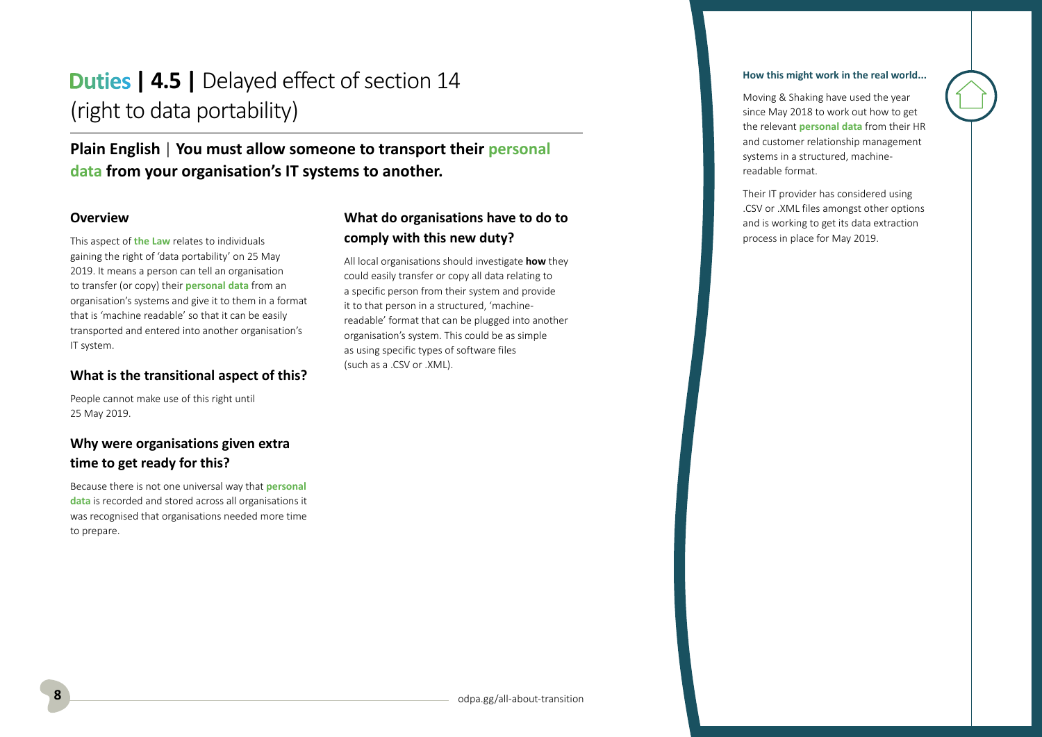# **Duties | 4.5 |** Delayed effect of section 14 (right to data portability)

**Plain English** | **You must allow someone to transport their personal data from your organisation's IT systems to another.**

### Overview

This aspect of **the Law** relates to individuals gaining the right of 'data portability' on 25 May 2019. It means a person can tell an organisation to transfer (or copy) their **personal data** from an organisation's systems and give it to them in a format that is 'machine readable' so that it can be easily transported and entered into another organisation's IT system.

### What is the transitional aspect of this?

People cannot make use of this right until 25 May 2019.

### Why were organisations given extra time to get ready for this?

Because there is not one universal way that **personal data** is recorded and stored across all organisations it was recognised that organisations needed more time to prepare.

### What do organisations have to do to comply with this new duty?

All local organisations should investigate **how** they could easily transfer or copy all data relating to a specific person from their system and provide it to that person in a structured, 'machine-readable' format that can be plugged into another organisation's system. This could be as simple as using specific types of software files (such as a .CSV or .XML).

#### How this might work in the real world...

Moving & Shaking have used the year since May 2018 to work out how to get the relevant **personal data** from their HR and customer relationship management systems in a structured, machine-readable format.

Their IT provider has considered using .CSV or .XML files amongst other options and is working to get its data extraction process in place for May 2019.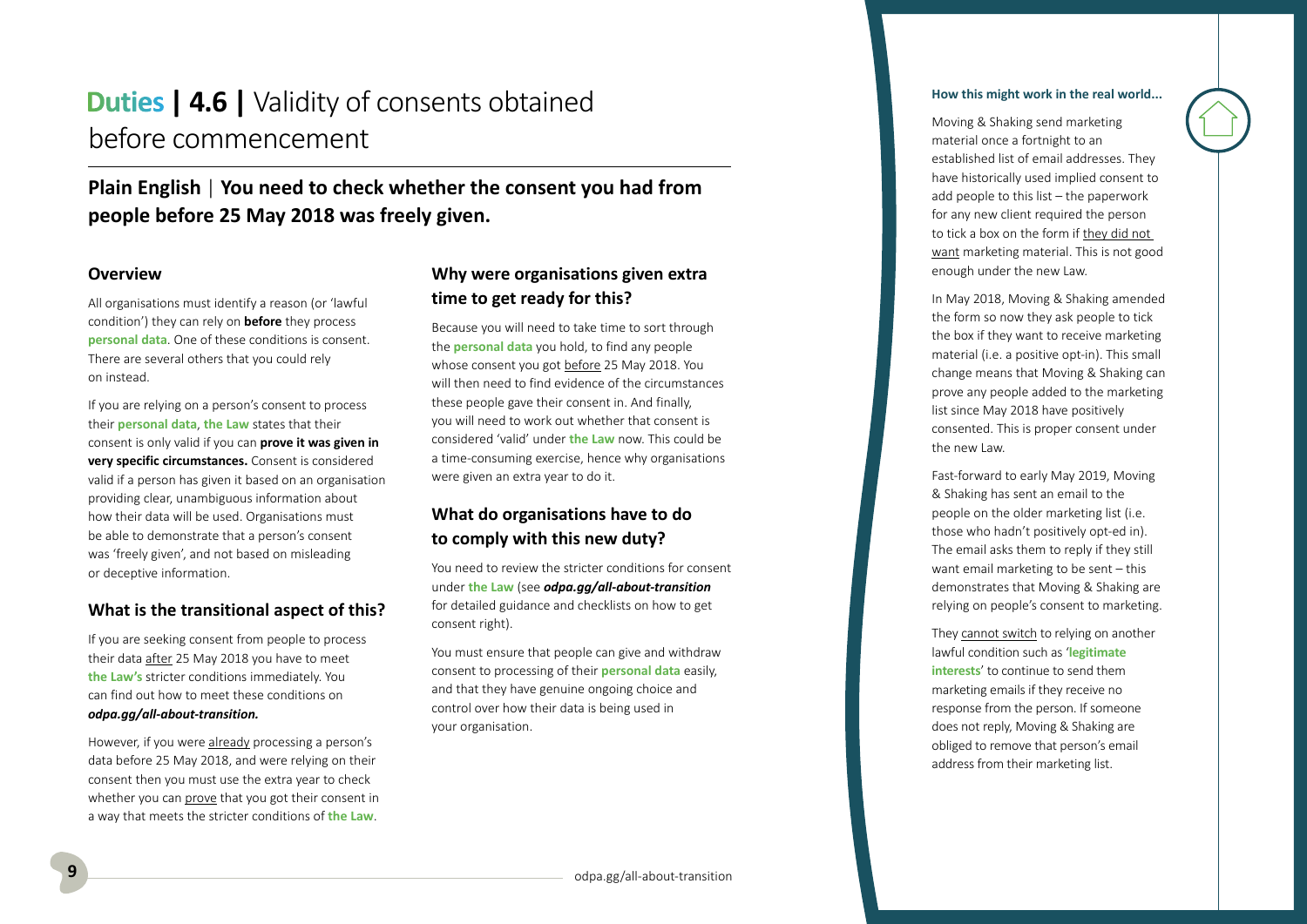# **Duties | 4.6 |** Validity of consents obtained before commencement

**Plain English | You need to check whether the consent you had from people before 25 May 2018 was freely given.**

### Overview

All organisations must identify a reason (or 'lawful condition') they can rely on **before** they process **personal data**. One of these conditions is consent. There are several others that you could rely on instead.

If you are relying on a person's consent to process their **personal data**, **the Law** states that their consent is only valid if you can **prove it was given in very specific circumstances.** Consent is considered valid if a person has given it based on an organisation providing clear, unambiguous information about how their data will be used. Organisations must be able to demonstrate that a person's consent was 'freely given', and not based on misleading or deceptive information.

### What is the transitional aspect of this?

If you are seeking consent from people to process their data after 25 May 2018 you have to meet **the Law's** stricter conditions immediately. You can find out how to meet these conditions on ***odpa.gg/all-about-transition.***

However, if you were already processing a person's data before 25 May 2018, and were relying on their consent then you must use the extra year to check whether you can prove that you got their consent in a way that meets the stricter conditions of **the Law**.

### Why were organisations given extra time to get ready for this?

Because you will need to take time to sort through the **personal data** you hold, to find any people whose consent you got before 25 May 2018. You will then need to find evidence of the circumstances these people gave their consent in. And finally, you will need to work out whether that consent is considered 'valid' under **the Law** now. This could be a time-consuming exercise, hence why organisations were given an extra year to do it.

### What do organisations have to do to comply with this new duty?

You need to review the stricter conditions for consent under **the Law** (see ***odpa.gg/all-about-transition*** for detailed guidance and checklists on how to get consent right).

You must ensure that people can give and withdraw consent to processing of their **personal data** easily, and that they have genuine ongoing choice and control over how their data is being used in your organisation.

#### How this might work in the real world...

Moving & Shaking send marketing material once a fortnight to an established list of email addresses. They have historically used implied consent to add people to this list – the paperwork for any new client required the person to tick a box on the form if they did not want marketing material. This is not good enough under the new Law.

In May 2018, Moving & Shaking amended the form so now they ask people to tick the box if they want to receive marketing material (i.e. a positive opt-in). This small change means that Moving & Shaking can prove any people added to the marketing list since May 2018 have positively consented. This is proper consent under the new Law.

Fast-forward to early May 2019, Moving & Shaking has sent an email to the people on the older marketing list (i.e. those who hadn't positively opt-ed in). The email asks them to reply if they still want email marketing to be sent – this demonstrates that Moving & Shaking are relying on people's consent to marketing.

They cannot switch to relying on another lawful condition such as '**legitimate interests**' to continue to send them marketing emails if they receive no response from the person. If someone does not reply, Moving & Shaking are obliged to remove that person's email address from their marketing list.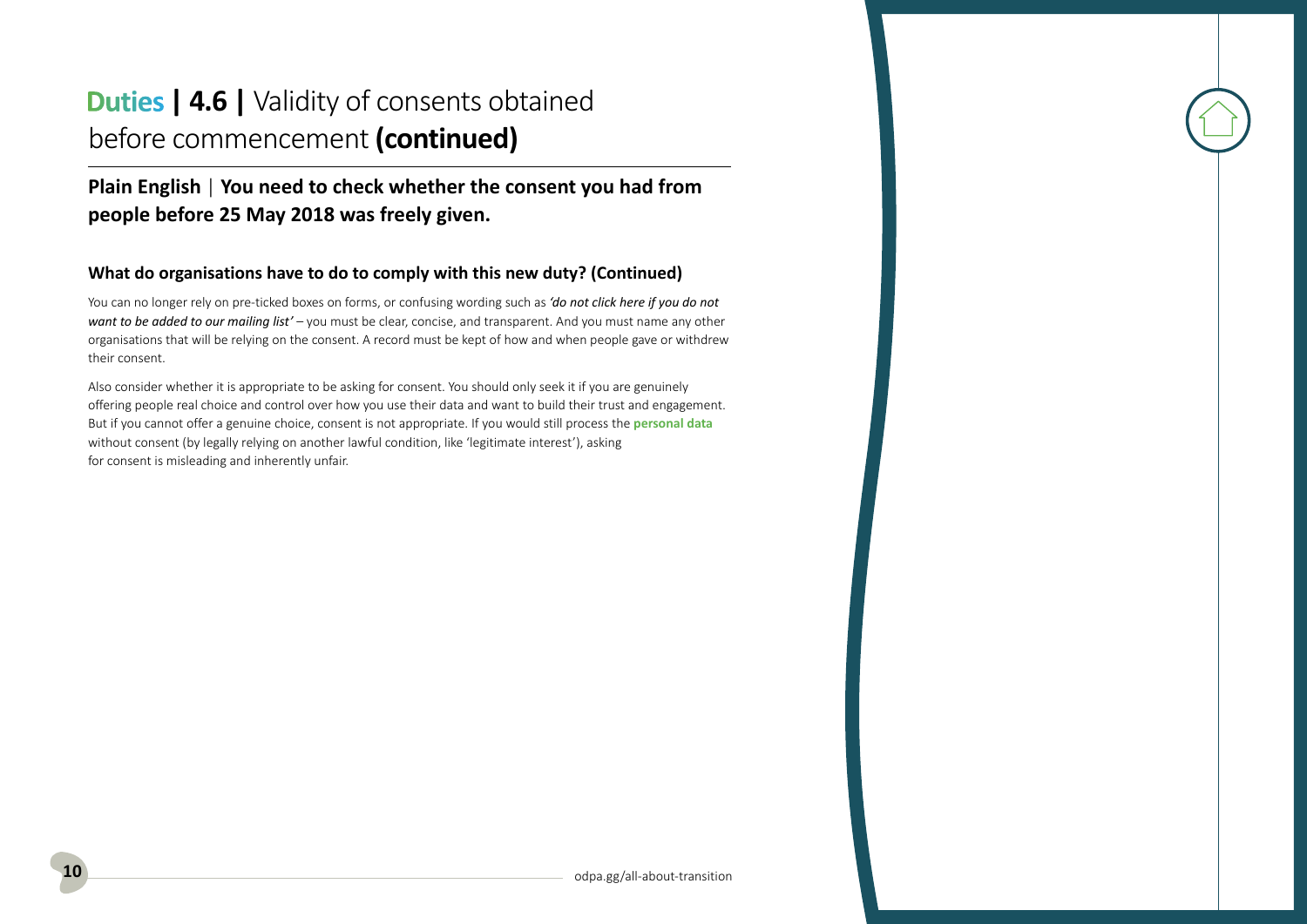# **Duties | 4.6 |** Validity of consents obtained before commencement **(continued)**

**Plain English** | **You need to check whether the consent you had from people before 25 May 2018 was freely given.**

### What do organisations have to do to comply with this new duty? (Continued)

You can no longer rely on pre-ticked boxes on forms, or confusing wording such as ***'do not click here if you do not want to be added to our mailing list'*** – you must be clear, concise, and transparent. And you must name any other organisations that will be relying on the consent. A record must be kept of how and when people gave or withdrew their consent.

Also consider whether it is appropriate to be asking for consent. You should only seek it if you are genuinely offering people real choice and control over how you use their data and want to build their trust and engagement. But if you cannot offer a genuine choice, consent is not appropriate. If you would still process the **personal data** without consent (by legally relying on another lawful condition, like 'legitimate interest'), asking for consent is misleading and inherently unfair.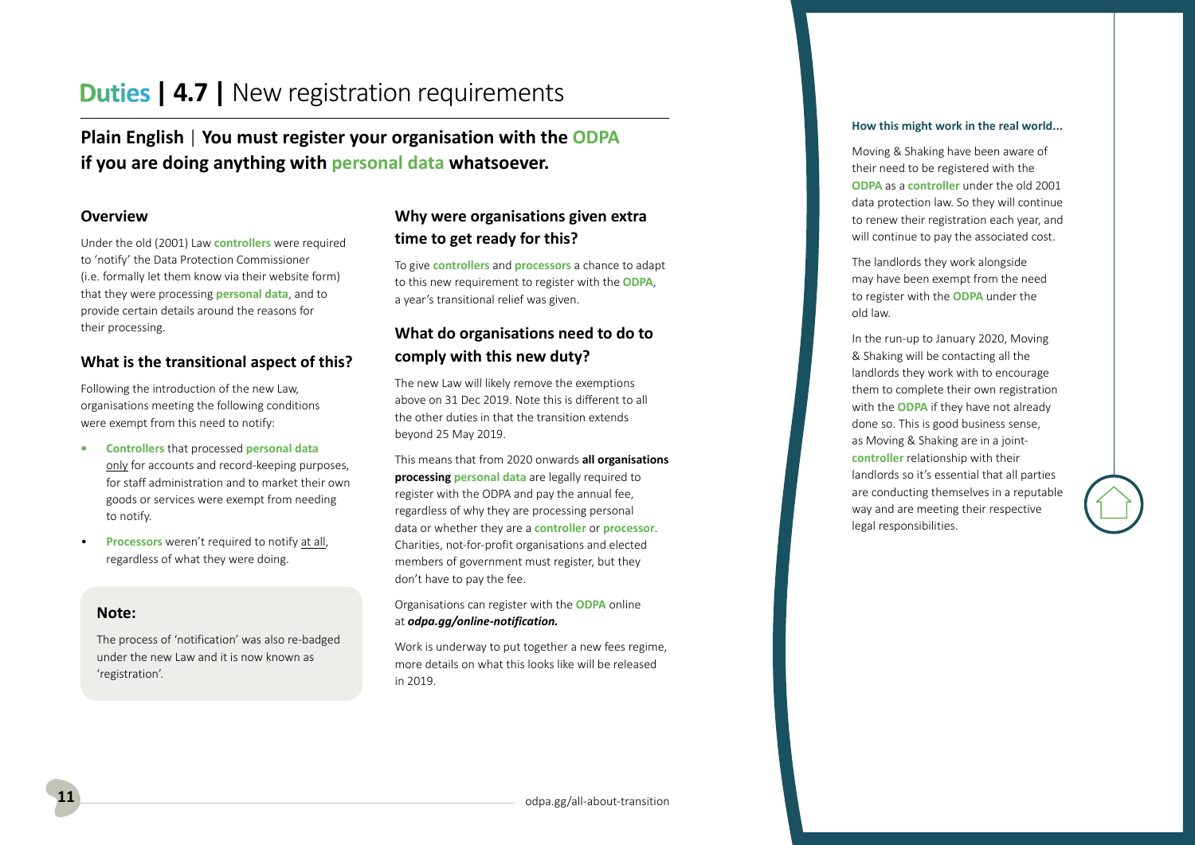# Duties | 4.7 | New registration requirements

## Plain English | You must register your organisation with the ODPA if you are doing anything with personal data whatsoever.

### Overview

Under the old (2001) Law **controllers** were required to 'notify' the Data Protection Commissioner (i.e. formally let them know via their website form) that they were processing **personal data**, and to provide certain details around the reasons for their processing.

### What is the transitional aspect of this?

Following the introduction of the new Law, organisations meeting the following conditions were exempt from this need to notify:

- **Controllers** that processed **personal data** only for accounts and record-keeping purposes, for staff administration and to market their own goods or services were exempt from needing to notify.
- **Processors** weren't required to notify at all, regardless of what they were doing.

> **Note:**
>
> The process of 'notification' was also re-badged under the new Law and it is now known as 'registration'.

### Why were organisations given extra time to get ready for this?

To give **controllers** and **processors** a chance to adapt to this new requirement to register with the **ODPA**, a year's transitional relief was given.

### What do organisations need to do to comply with this new duty?

The new Law will likely remove the exemptions above on 31 Dec 2019. Note this is different to all the other duties in that the transition extends beyond 25 May 2019.

This means that from 2020 onwards **all organisations processing personal data** are legally required to register with the ODPA and pay the annual fee, regardless of why they are processing personal data or whether they are a **controller** or **processor**. Charities, not-for-profit organisations and elected members of government must register, but they don't have to pay the fee.

Organisations can register with the **ODPA** online at ***odpa.gg/online-notification.***

Work is underway to put together a new fees regime, more details on what this looks like will be released in 2019.

#### How this might work in the real world...

Moving & Shaking have been aware of their need to be registered with the **ODPA** as a **controller** under the old 2001 data protection law. So they will continue to renew their registration each year, and will continue to pay the associated cost.

The landlords they work alongside may have been exempt from the need to register with the **ODPA** under the old law.

In the run-up to January 2020, Moving & Shaking will be contacting all the landlords they work with to encourage them to complete their own registration with the **ODPA** if they have not already done so. This is good business sense, as Moving & Shaking are in a joint-**controller** relationship with their landlords so it's essential that all parties are conducting themselves in a reputable way and are meeting their respective legal responsibilities.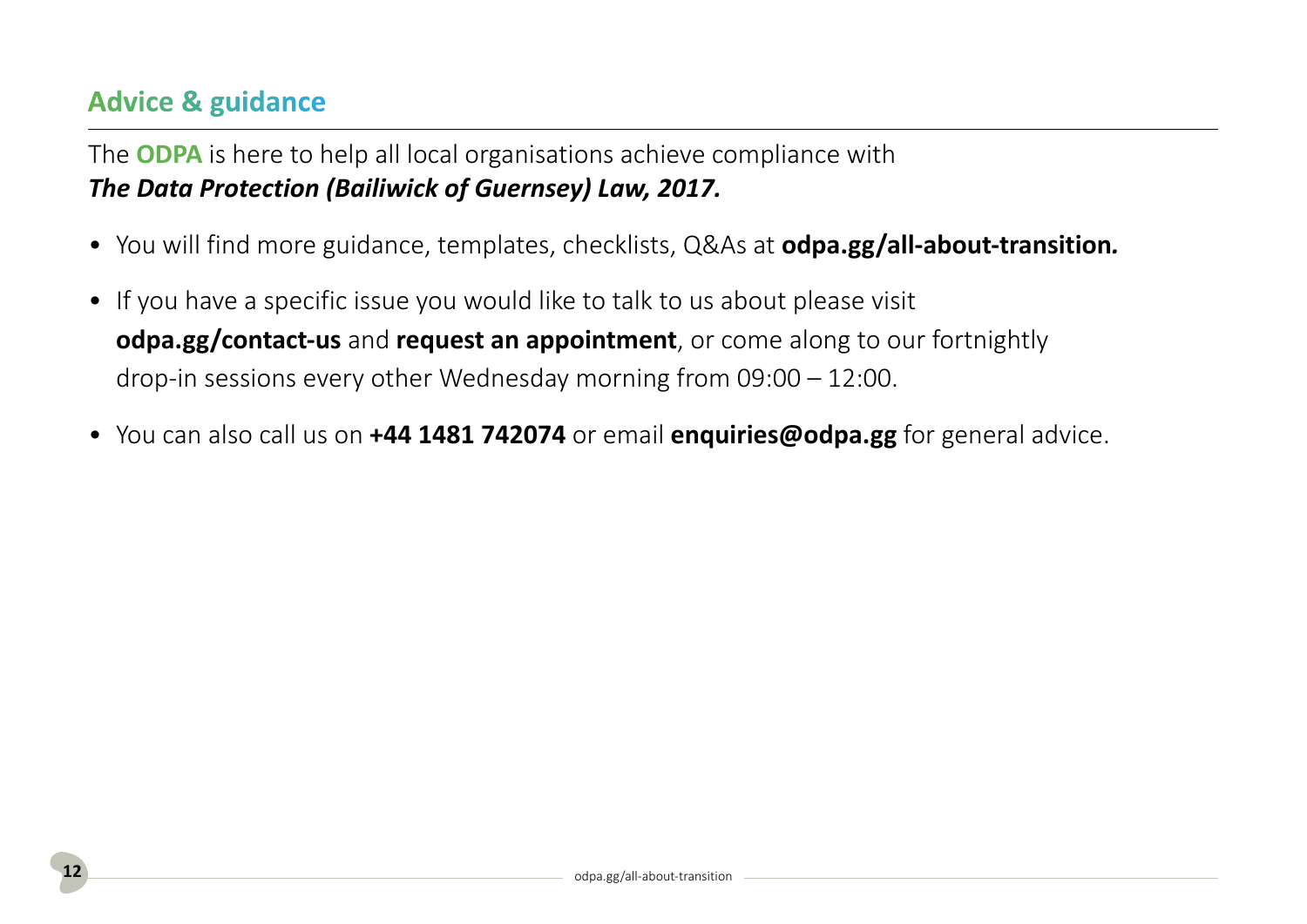## Advice & guidance

The **ODPA** is here to help all local organisations achieve compliance with ***The Data Protection (Bailiwick of Guernsey) Law, 2017.***

- You will find more guidance, templates, checklists, Q&As at **odpa.gg/all-about-transition.**
- If you have a specific issue you would like to talk to us about please visit **odpa.gg/contact-us** and **request an appointment**, or come along to our fortnightly drop-in sessions every other Wednesday morning from 09:00 – 12:00.
- You can also call us on **+44 1481 742074** or email **enquiries@odpa.gg** for general advice.